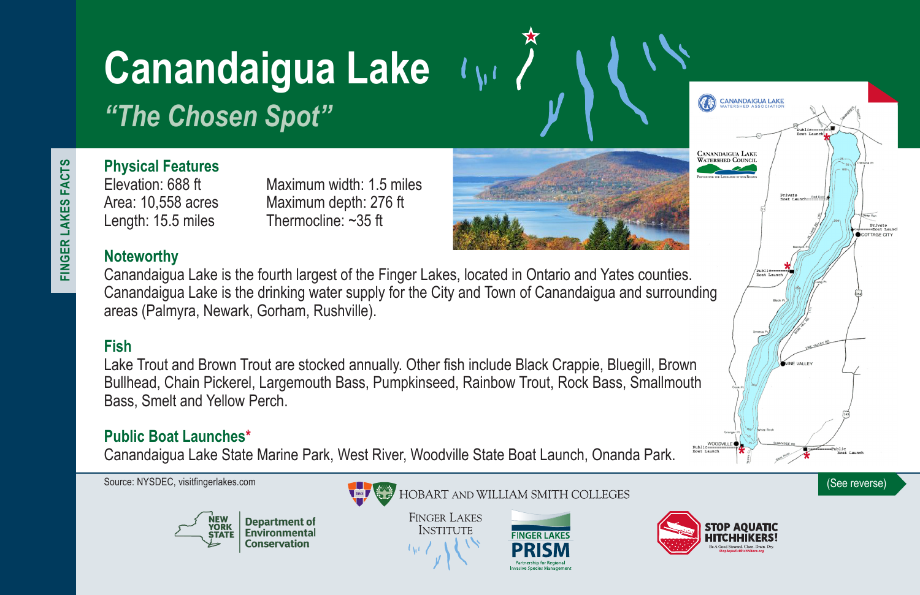FINGER LAKES FACTS

# Canandaigua Lake

## *"The Chosen Spot"*

### Physical Features

Elevation: 688 ft
Area: 10,558 acres
Length: 15.5 miles
Maximum width: 1.5 miles
Maximum depth: 276 ft
Thermocline: ~35 ft

### Noteworthy

Canandaigua Lake is the fourth largest of the Finger Lakes, located in Ontario and Yates counties. Canandaigua Lake is the drinking water supply for the City and Town of Canandaigua and surrounding areas (Palmyra, Newark, Gorham, Rushville).

### Fish

Lake Trout and Brown Trout are stocked annually. Other fish include Black Crappie, Bluegill, Brown Bullhead, Chain Pickerel, Largemouth Bass, Pumpkinseed, Rainbow Trout, Rock Bass, Smallmouth Bass, Smelt and Yellow Perch.

### Public Boat Launches*

Canandaigua Lake State Marine Park, West River, Woodville State Boat Launch, Onanda Park.

Canandaigua Lake Watershed Association

Canandaigua Lake Watershed Council

Public Boat Launch
Private Boat Launch
Private Boat Launch
COTTAGE CITY
Public Boat Launch
VINE VALLEY
WOODVILLE
Public Boat Launch
Public Boat Launch

Source: NYSDEC, visitfingerlakes.com

(See reverse)

New York State Department of Environmental Conservation

Hobart and William Smith Colleges

Finger Lakes Institute

Finger Lakes PRISM — Partnership for Regional Invasive Species Management

STOP AQUATIC HITCHHIKERS! Be A Good Steward. Clean. Drain. Dry. StopAquaticHitchhikers.org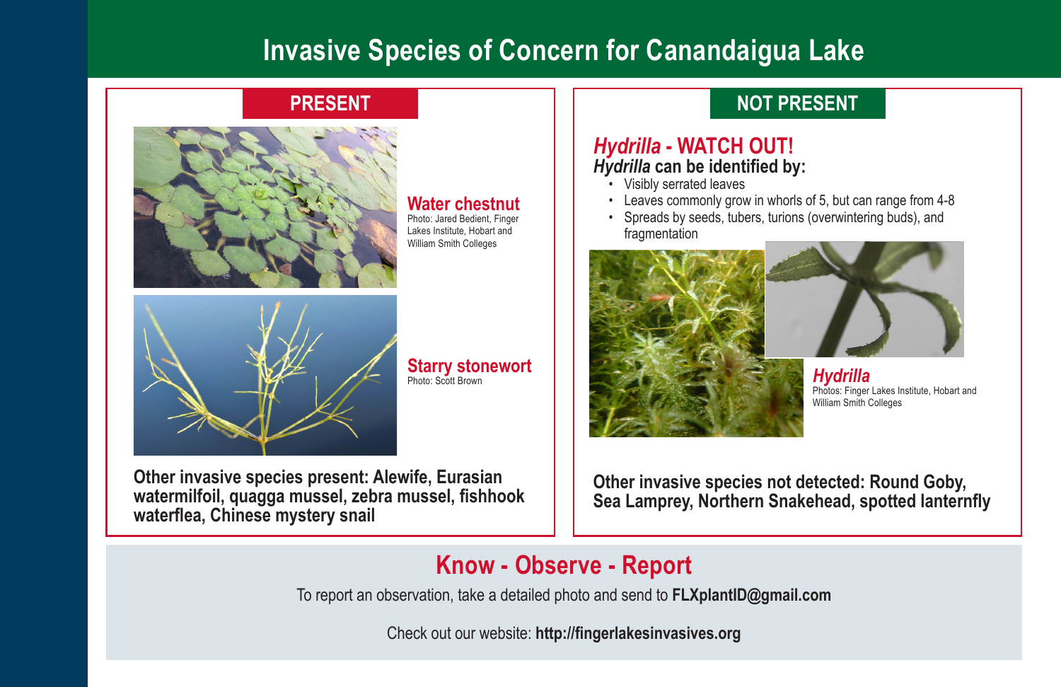# Invasive Species of Concern for Canandaigua Lake

## PRESENT

**Water chestnut**
Photo: Jared Bedient, Finger Lakes Institute, Hobart and William Smith Colleges

**Starry stonewort**
Photo: Scott Brown

**Other invasive species present: Alewife, Eurasian watermilfoil, quagga mussel, zebra mussel, fishhook waterflea, Chinese mystery snail**

## NOT PRESENT

### *Hydrilla* - WATCH OUT!

***Hydrilla* can be identified by:**

- Visibly serrated leaves
- Leaves commonly grow in whorls of 5, but can range from 4-8
- Spreads by seeds, tubers, turions (overwintering buds), and fragmentation

***Hydrilla***
Photos: Finger Lakes Institute, Hobart and William Smith Colleges

**Other invasive species not detected: Round Goby, Sea Lamprey, Northern Snakehead, spotted lanternfly**

## Know - Observe - Report

To report an observation, take a detailed photo and send to **FLXplantID@gmail.com**

Check out our website: **http://fingerlakesinvasives.org**